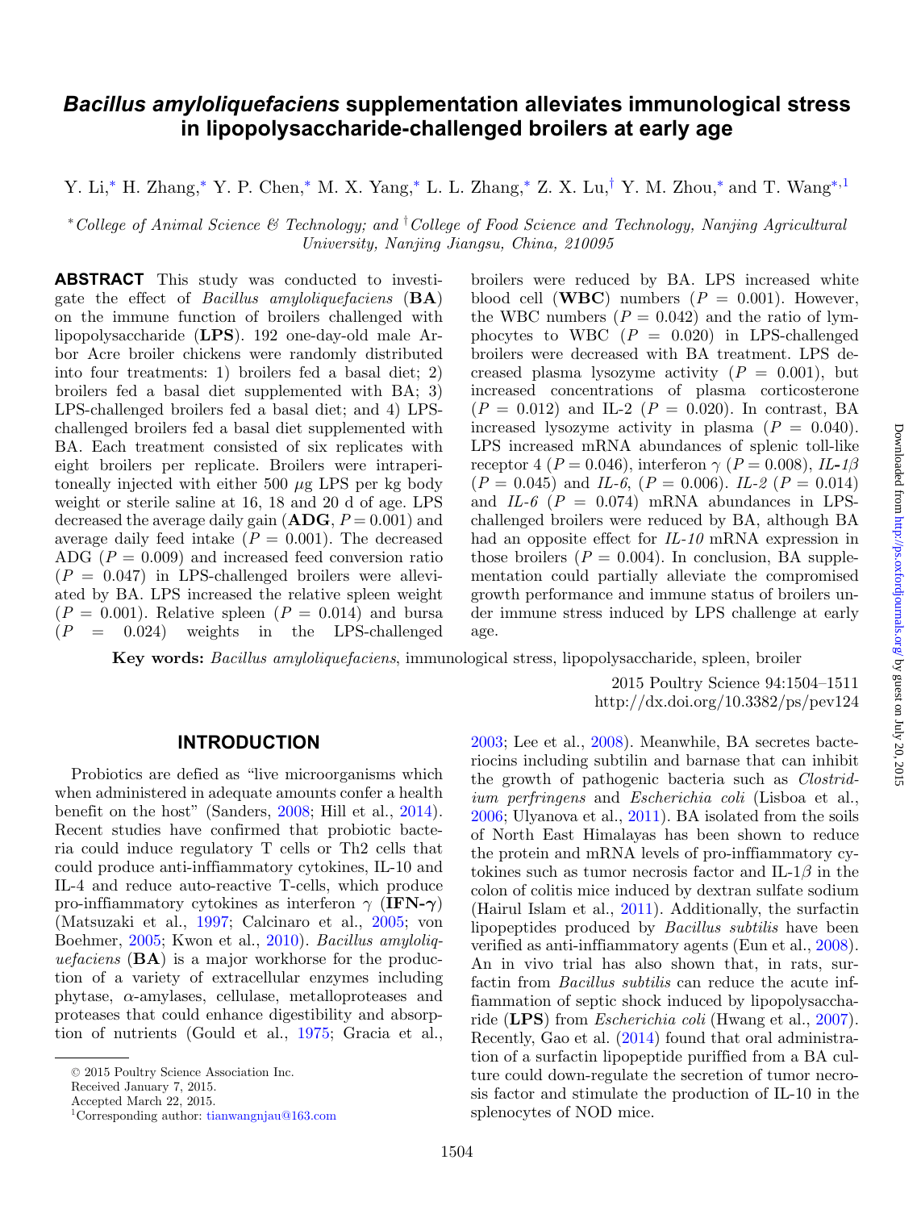# *Bacillus amyloliquefaciens* supplementation alleviates immunological stress in lipopolysaccharide-challenged broilers at early age

Y. Li,[*] H. Zhang,[*] Y. P. Chen,[*] M. X. Yang,[*] L. L. Zhang,[*] Z. X. Lu,[†] Y. M. Zhou,[*] and T. Wang[*,1]

[*]College of Animal Science & Technology; and [†]College of Food Science and Technology, Nanjing Agricultural University, Nanjing Jiangsu, China, 210095

**ABSTRACT** This study was conducted to investigate the effect of *Bacillus amyloliquefaciens* (**BA**) on the immune function of broilers challenged with lipopolysaccharide (**LPS**). 192 one-day-old male Arbor Acre broiler chickens were randomly distributed into four treatments: 1) broilers fed a basal diet; 2) broilers fed a basal diet supplemented with BA; 3) LPS-challenged broilers fed a basal diet; and 4) LPS-challenged broilers fed a basal diet supplemented with BA. Each treatment consisted of six replicates with eight broilers per replicate. Broilers were intraperitoneally injected with either 500 $\mu$g LPS per kg body weight or sterile saline at 16, 18 and 20 d of age. LPS decreased the average daily gain (**ADG**, $P = 0.001$) and average daily feed intake ($P = 0.001$). The decreased ADG ($P = 0.009$) and increased feed conversion ratio ($P = 0.047$) in LPS-challenged broilers were alleviated by BA. LPS increased the relative spleen weight ($P = 0.001$). Relative spleen ($P = 0.014$) and bursa ($P = 0.024$) weights in the LPS-challenged broilers were reduced by BA. LPS increased white blood cell (**WBC**) numbers ($P = 0.001$). However, the WBC numbers ($P = 0.042$) and the ratio of lymphocytes to WBC ($P = 0.020$) in LPS-challenged broilers were decreased with BA treatment. LPS decreased plasma lysozyme activity ($P = 0.001$), but increased concentrations of plasma corticosterone ($P = 0.012$) and IL-2 ($P = 0.020$). In contrast, BA increased lysozyme activity in plasma ($P = 0.040$). LPS increased mRNA abundances of splenic toll-like receptor 4 ($P = 0.046$), interferon $\gamma$ ($P = 0.008$), *IL-1β* ($P = 0.045$) and *IL-6*, ($P = 0.006$). *IL-2* ($P = 0.014$) and *IL-6* ($P = 0.074$) mRNA abundances in LPS-challenged broilers were reduced by BA, although BA had an opposite effect for *IL-10* mRNA expression in those broilers ($P = 0.004$). In conclusion, BA supplementation could partially alleviate the compromised growth performance and immune status of broilers under immune stress induced by LPS challenge at early age.

**Key words:** *Bacillus amyloliquefaciens*, immunological stress, lipopolysaccharide, spleen, broiler

2015 Poultry Science 94:1504–1511
http://dx.doi.org/10.3382/ps/pev124

## INTRODUCTION

Probiotics are defied as "live microorganisms which when administered in adequate amounts confer a health benefit on the host" (Sanders, 2008; Hill et al., 2014). Recent studies have confirmed that probiotic bacteria could induce regulatory T cells or Th2 cells that could produce anti-inflammatory cytokines, IL-10 and IL-4 and reduce auto-reactive T-cells, which produce pro-inflammatory cytokines as interferon $\gamma$ (**IFN-$\gamma$**) (Matsuzaki et al., 1997; Calcinaro et al., 2005; von Boehmer, 2005; Kwon et al., 2010). *Bacillus amyloliquefaciens* (**BA**) is a major workhorse for the production of a variety of extracellular enzymes including phytase, $\alpha$-amylases, cellulase, metalloproteases and proteases that could enhance digestibility and absorption of nutrients (Gould et al., 1975; Gracia et al., 2003; Lee et al., 2008). Meanwhile, BA secretes bacteriocins including subtilin and barnase that can inhibit the growth of pathogenic bacteria such as *Clostridium perfringens* and *Escherichia coli* (Lisboa et al., 2006; Ulyanova et al., 2011). BA isolated from the soils of North East Himalayas has been shown to reduce the protein and mRNA levels of pro-inflammatory cytokines such as tumor necrosis factor and IL-1$\beta$ in the colon of colitis mice induced by dextran sulfate sodium (Hairul Islam et al., 2011). Additionally, the surfactin lipopeptides produced by *Bacillus subtilis* have been verified as anti-inflammatory agents (Eun et al., 2008). An in vivo trial has also shown that, in rats, surfactin from *Bacillus subtilis* can reduce the acute inflammation of septic shock induced by lipopolysaccharide (**LPS**) from *Escherichia coli* (Hwang et al., 2007). Recently, Gao et al. (2014) found that oral administration of a surfactin lipopeptide purified from a BA culture could down-regulate the secretion of tumor necrosis factor and stimulate the production of IL-10 in the splenocytes of NOD mice.

© 2015 Poultry Science Association Inc.
Received January 7, 2015.
Accepted March 22, 2015.
[1]Corresponding author: tianwangnjau@163.com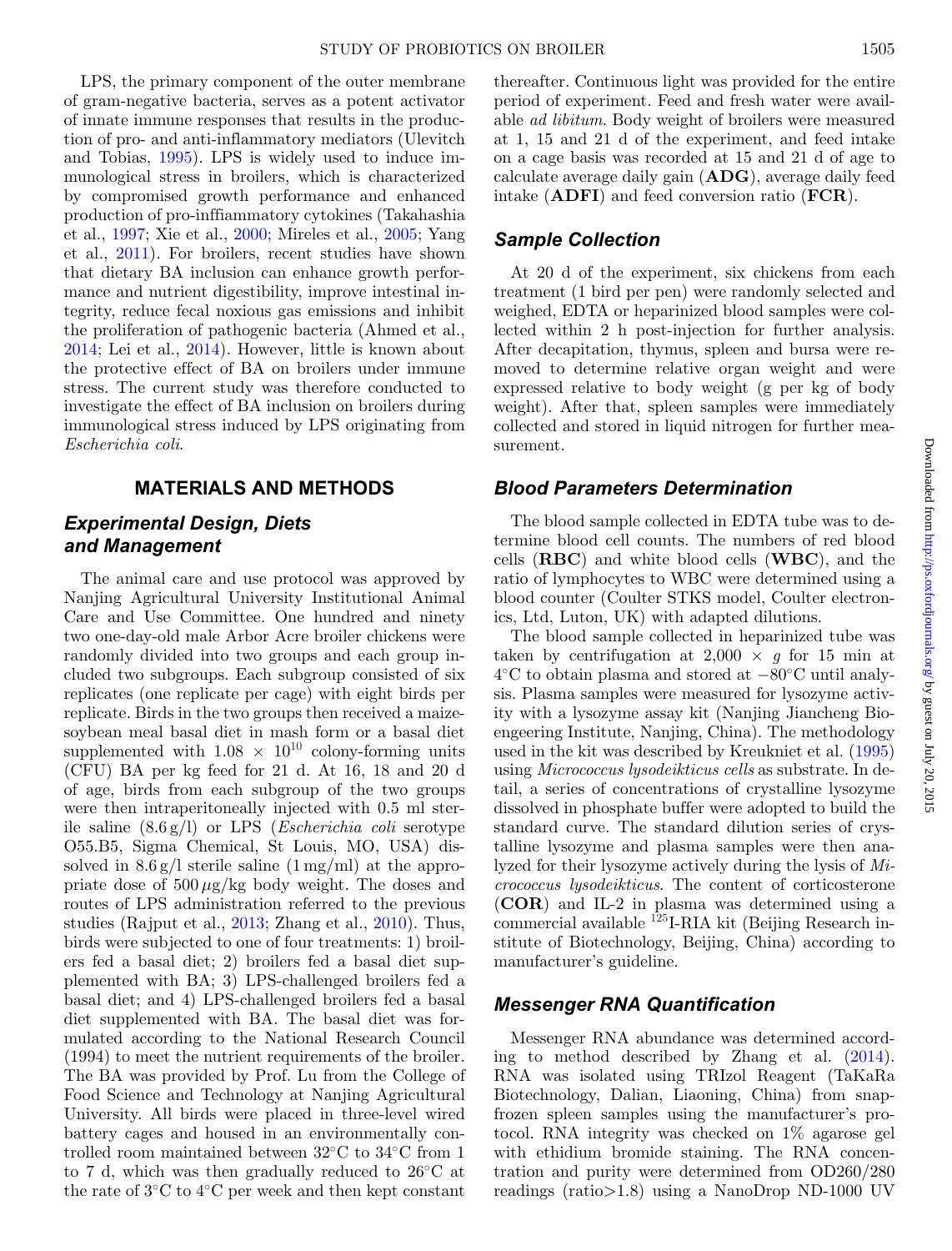LPS, the primary component of the outer membrane of gram-negative bacteria, serves as a potent activator of innate immune responses that results in the production of pro- and anti-inflammatory mediators (Ulevitch and Tobias, 1995). LPS is widely used to induce immunological stress in broilers, which is characterized by compromised growth performance and enhanced production of pro-inffiammatory cytokines (Takahashia et al., 1997; Xie et al., 2000; Mireles et al., 2005; Yang et al., 2011). For broilers, recent studies have shown that dietary BA inclusion can enhance growth performance and nutrient digestibility, improve intestinal integrity, reduce fecal noxious gas emissions and inhibit the proliferation of pathogenic bacteria (Ahmed et al., 2014; Lei et al., 2014). However, little is known about the protective effect of BA on broilers under immune stress. The current study was therefore conducted to investigate the effect of BA inclusion on broilers during immunological stress induced by LPS originating from *Escherichia coli*.

## MATERIALS AND METHODS

### Experimental Design, Diets and Management

The animal care and use protocol was approved by Nanjing Agricultural University Institutional Animal Care and Use Committee. One hundred and ninety two one-day-old male Arbor Acre broiler chickens were randomly divided into two groups and each group included two subgroups. Each subgroup consisted of six replicates (one replicate per cage) with eight birds per replicate. Birds in the two groups then received a maize-soybean meal basal diet in mash form or a basal diet supplemented with $1.08 \times 10^{10}$ colony-forming units (CFU) BA per kg feed for 21 d. At 16, 18 and 20 d of age, birds from each subgroup of the two groups were then intraperitoneally injected with 0.5 ml sterile saline (8.6 g/l) or LPS (*Escherichia coli* serotype O55.B5, Sigma Chemical, St Louis, MO, USA) dissolved in 8.6 g/l sterile saline (1 mg/ml) at the appropriate dose of 500 $\mu$g/kg body weight. The doses and routes of LPS administration referred to the previous studies (Rajput et al., 2013; Zhang et al., 2010). Thus, birds were subjected to one of four treatments: 1) broilers fed a basal diet; 2) broilers fed a basal diet supplemented with BA; 3) LPS-challenged broilers fed a basal diet; and 4) LPS-challenged broilers fed a basal diet supplemented with BA. The basal diet was formulated according to the National Research Council (1994) to meet the nutrient requirements of the broiler. The BA was provided by Prof. Lu from the College of Food Science and Technology at Nanjing Agricultural University. All birds were placed in three-level wired battery cages and housed in an environmentally controlled room maintained between 32°C to 34°C from 1 to 7 d, which was then gradually reduced to 26°C at the rate of 3°C to 4°C per week and then kept constant thereafter. Continuous light was provided for the entire period of experiment. Feed and fresh water were available *ad libitum*. Body weight of broilers were measured at 1, 15 and 21 d of the experiment, and feed intake on a cage basis was recorded at 15 and 21 d of age to calculate average daily gain (**ADG**), average daily feed intake (**ADFI**) and feed conversion ratio (**FCR**).

### Sample Collection

At 20 d of the experiment, six chickens from each treatment (1 bird per pen) were randomly selected and weighed, EDTA or heparinized blood samples were collected within 2 h post-injection for further analysis. After decapitation, thymus, spleen and bursa were removed to determine relative organ weight and were expressed relative to body weight (g per kg of body weight). After that, spleen samples were immediately collected and stored in liquid nitrogen for further measurement.

### Blood Parameters Determination

The blood sample collected in EDTA tube was to determine blood cell counts. The numbers of red blood cells (**RBC**) and white blood cells (**WBC**), and the ratio of lymphocytes to WBC were determined using a blood counter (Coulter STKS model, Coulter electronics, Ltd, Luton, UK) with adapted dilutions.

The blood sample collected in heparinized tube was taken by centrifugation at 2,000 × *g* for 15 min at 4°C to obtain plasma and stored at −80°C until analysis. Plasma samples were measured for lysozyme activity with a lysozyme assay kit (Nanjing Jiancheng Bioengeering Institute, Nanjing, China). The methodology used in the kit was described by Kreukniet et al. (1995) using *Micrococcus lysodeikticus cells* as substrate. In detail, a series of concentrations of crystalline lysozyme dissolved in phosphate buffer were adopted to build the standard curve. The standard dilution series of crystalline lysozyme and plasma samples were then analyzed for their lysozyme actively during the lysis of *Micrococcus lysodeikticus*. The content of corticosterone (**COR**) and IL-2 in plasma was determined using a commercial available $^{125}$I-RIA kit (Beijing Research institute of Biotechnology, Beijing, China) according to manufacturer's guideline.

### Messenger RNA Quantification

Messenger RNA abundance was determined according to method described by Zhang et al. (2014). RNA was isolated using TRIzol Reagent (TaKaRa Biotechnology, Dalian, Liaoning, China) from snap-frozen spleen samples using the manufacturer's protocol. RNA integrity was checked on 1% agarose gel with ethidium bromide staining. The RNA concentration and purity were determined from OD260/280 readings (ratio>1.8) using a NanoDrop ND-1000 UV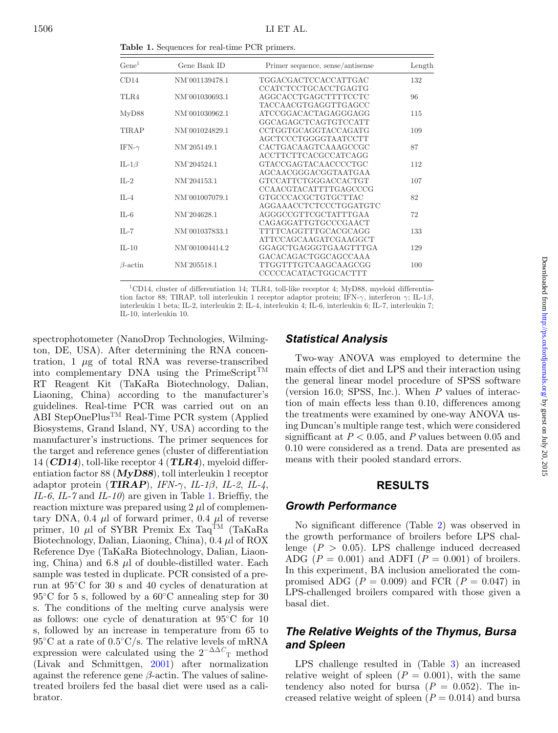**Table 1.** Sequences for real-time PCR primers.

| Gene[1] | Gene Bank ID | Primer sequence, sense/antisense | Length |
|---|---|---|---|
| CD14 | NM˙001139478.1 | TGGACGACTCCACCATTGAC<br>CCATCTCCTGCACCTGAGTG | 132 |
| TLR4 | NM˙001030693.1 | AGGCACCTGAGCTTTTCCTC<br>TACCAACGTGAGGTTGAGCC | 96 |
| MyD88 | NM˙001030962.1 | ATCCGGACACTAGAGGGAGG<br>GGCAGAGCTCAGTGTCCATT | 115 |
| TIRAP | NM˙001024829.1 | CCTGGTGCAGGTACCAGATG<br>AGCTCCCTGGGGTAATCCTT | 109 |
| IFN-$\gamma$ | NM˙205149.1 | CACTGACAAGTCAAAGCCGC<br>ACCTTCTTCACGCCATCAGG | 87 |
| IL-1$\beta$ | NM˙204524.1 | GTACCGAGTACAACCCCTGC<br>AGCAACGGGACGGTAATGAA | 112 |
| IL-2 | NM˙204153.1 | GTCCATTCTGGGACCACTGT<br>CCAACGTACATTTTGAGCCCG | 107 |
| IL-4 | NM˙001007079.1 | GTGCCCACGCTGTGCTTAC<br>AGGAAACCTCTCCCTGGATGTC | 82 |
| IL-6 | NM˙204628.1 | AGGGCCGTTCGCTATTTGAA<br>CAGAGGATTGTGCCCGAACT | 72 |
| IL-7 | NM˙001037833.1 | TTTTCAGGTTTGCACGCAGG<br>ATTCCAGCAAGATCGAAGGCT | 133 |
| IL-10 | NM˙001004414.2 | GGAGCTGAGGGTGAAGTTTGA<br>GACACAGACTGGCAGCCAAA | 129 |
| $\beta$-actin | NM˙205518.1 | TTGGTTTGTCAAGCAAGCGG<br>CCCCCACATACTGGCACTTT | 100 |

[1]CD14, cluster of differentiation 14; TLR4, toll-like receptor 4; MyD88, myeloid differentiation factor 88; TIRAP, toll interleukin 1 receptor adaptor protein; IFN-$\gamma$, interferon $\gamma$; IL-1$\beta$, interleukin 1 beta; IL-2, interleukin 2; IL-4, interleukin 4; IL-6, interleukin 6; IL-7, interleukin 7; IL-10, interleukin 10.

spectrophotometer (NanoDrop Technologies, Wilmington, DE, USA). After determining the RNA concentration, 1 $\mu$g of total RNA was reverse-transcribed into complementary DNA using the PrimeScript™ RT Reagent Kit (TaKaRa Biotechnology, Dalian, Liaoning, China) according to the manufacturer's guidelines. Real-time PCR was carried out on an ABI StepOnePlus™ Real-Time PCR system (Applied Biosystems, Grand Island, NY, USA) according to the manufacturer's instructions. The primer sequences for the target and reference genes (cluster of differentiation 14 (***CD14***), toll-like receptor 4 (***TLR4***), myeloid differentiation factor 88 (***MyD88***), toll interleukin 1 receptor adaptor protein (***TIRAP***), *IFN-$\gamma$*, *IL-1$\beta$*, *IL-2*, *IL-4*, *IL-6*, *IL-7* and *IL-10*) are given in Table 1. Brieffiy, the reaction mixture was prepared using 2 $\mu$l of complementary DNA, 0.4 $\mu$l of forward primer, 0.4 $\mu$l of reverse primer, 10 $\mu$l of SYBR Premix Ex Taq™ (TaKaRa Biotechnology, Dalian, Liaoning, China), 0.4 $\mu$l of ROX Reference Dye (TaKaRa Biotechnology, Dalian, Liaoning, China) and 6.8 $\mu$l of double-distilled water. Each sample was tested in duplicate. PCR consisted of a prerun at 95°C for 30 s and 40 cycles of denaturation at 95°C for 5 s, followed by a 60°C annealing step for 30 s. The conditions of the melting curve analysis were as follows: one cycle of denaturation at 95°C for 10 s, followed by an increase in temperature from 65 to 95°C at a rate of 0.5°C/s. The relative levels of mRNA expression were calculated using the $2^{-\Delta\Delta C_T}$ method (Livak and Schmittgen, 2001) after normalization against the reference gene $\beta$-actin. The values of saline-treated broilers fed the basal diet were used as a calibrator.

## Statistical Analysis

Two-way ANOVA was employed to determine the main effects of diet and LPS and their interaction using the general linear model procedure of SPSS software (version 16.0; SPSS, Inc.). When $P$ values of interaction of main effects less than 0.10, differences among the treatments were examined by one-way ANOVA using Duncan's multiple range test, which were considered signifficant at $P < 0.05$, and $P$ values between 0.05 and 0.10 were considered as a trend. Data are presented as means with their pooled standard errors.

# RESULTS

## Growth Performance

No significant difference (Table 2) was observed in the growth performance of broilers before LPS challenge ($P > 0.05$). LPS challenge induced decreased ADG ($P = 0.001$) and ADFI ($P = 0.001$) of broilers. In this experiment, BA inclusion ameliorated the compromised ADG ($P = 0.009$) and FCR ($P = 0.047$) in LPS-challenged broilers compared with those given a basal diet.

## The Relative Weights of the Thymus, Bursa and Spleen

LPS challenge resulted in (Table 3) an increased relative weight of spleen ($P = 0.001$), with the same tendency also noted for bursa ($P = 0.052$). The increased relative weight of spleen ($P = 0.014$) and bursa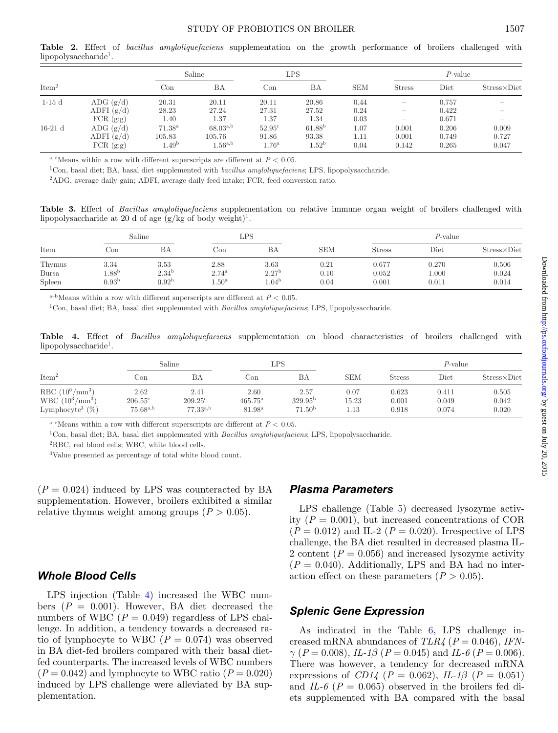**Table 2.** Effect of *bacillus amyloliquefaciens* supplementation on the growth performance of broilers challenged with lipopolysaccharide[1].

| Item[2] | | Saline | | LPS | | SEM | *P*-value | | |
|---|---|---|---|---|---|---|---|---|---|
| | | Con | BA | Con | BA | | Stress | Diet | Stress×Diet |
| 1-15 d | ADG (g/d) | 20.31 | 20.11 | 20.11 | 20.86 | 0.44 | – | 0.757 | – |
| | ADFI (g/d) | 28.23 | 27.24 | 27.31 | 27.52 | 0.24 | – | 0.422 | – |
| | FCR (g:g) | 1.40 | 1.37 | 1.37 | 1.34 | 0.03 | – | 0.671 | – |
| 16-21 d | ADG (g/d) | 71.38[a] | 68.03[a,b] | 52.95[c] | 61.88[b] | 1.07 | 0.001 | 0.206 | 0.009 |
| | ADFI (g/d) | 105.83 | 105.76 | 91.86 | 93.38 | 1.11 | 0.001 | 0.749 | 0.727 |
| | FCR (g:g) | 1.49[b] | 1.56[a,b] | 1.76[a] | 1.52[b] | 0.04 | 0.142 | 0.265 | 0.047 |

[a–c]Means within a row with different superscripts are different at $P < 0.05$.

[1]Con, basal diet; BA, basal diet supplemented with *bacillus amyloliquefaciens*; LPS, lipopolysaccharide.

[2]ADG, average daily gain; ADFI, average daily feed intake; FCR, feed conversion ratio.

**Table 3.** Effect of *Bacillus amyloliquefaciens* supplementation on relative immune organ weight of broilers challenged with lipopolysaccharide at 20 d of age (g/kg of body weight)[1].

| Item | Saline | | LPS | | SEM | *P*-value | | |
|---|---|---|---|---|---|---|---|---|
| | Con | BA | Con | BA | | Stress | Diet | Stress×Diet |
| Thymus | 3.34 | 3.53 | 2.88 | 3.63 | 0.21 | 0.677 | 0.270 | 0.506 |
| Bursa | 1.88[b] | 2.34[b] | 2.74[a] | 2.27[b] | 0.10 | 0.052 | 1.000 | 0.024 |
| Spleen | 0.93[b] | 0.92[b] | 1.50[a] | 1.04[b] | 0.04 | 0.001 | 0.011 | 0.014 |

[a–b]Means within a row with different superscripts are different at $P < 0.05$.

[1]Con, basal diet; BA, basal diet supplemented with *Bacillus amyloliquefaciens*; LPS, lipopolysaccharide.

**Table 4.** Effect of *Bacillus amyloliquefaciens* supplementation on blood characteristics of broilers challenged with lipopolysaccharide[1].

| Item[2] | Saline | | LPS | | SEM | *P*-value | | |
|---|---|---|---|---|---|---|---|---|
| | Con | BA | Con | BA | | Stress | Diet | Stress×Diet |
| RBC ($10^6$/mm$^3$) | 2.62 | 2.41 | 2.60 | 2.57 | 0.07 | 0.623 | 0.411 | 0.505 |
| WBC ($10^3$/mm$^3$) | 206.55[c] | 209.25[c] | 465.75[a] | 329.95[b] | 15.23 | 0.001 | 0.049 | 0.042 |
| Lymphocyte[3] (%) | 75.68[a,b] | 77.33[a,b] | 81.98[a] | 71.50[b] | 1.13 | 0.918 | 0.074 | 0.020 |

[a–c]Means within a row with different superscripts are different at $P < 0.05$.

[1]Con, basal diet; BA, basal diet supplemented with *Bacillus amyloliquefaciens*; LPS, lipopolysaccharide.

[2]RBC, red blood cells; WBC, white blood cells.

[3]Value presented as percentage of total white blood count.

($P = 0.024$) induced by LPS was counteracted by BA supplementation. However, broilers exhibited a similar relative thymus weight among groups ($P > 0.05$).

### Whole Blood Cells

LPS injection (Table 4) increased the WBC numbers ($P = 0.001$). However, BA diet decreased the numbers of WBC ($P = 0.049$) regardless of LPS challenge. In addition, a tendency towards a decreased ratio of lymphocyte to WBC ($P = 0.074$) was observed in BA diet-fed broilers compared with their basal diet-fed counterparts. The increased levels of WBC numbers ($P = 0.042$) and lymphocyte to WBC ratio ($P = 0.020$) induced by LPS challenge were alleviated by BA supplementation.

### Plasma Parameters

LPS challenge (Table 5) decreased lysozyme activity ($P = 0.001$), but increased concentrations of COR ($P = 0.012$) and IL-2 ($P = 0.020$). Irrespective of LPS challenge, the BA diet resulted in decreased plasma IL-2 content ($P = 0.056$) and increased lysozyme activity ($P = 0.040$). Additionally, LPS and BA had no interaction effect on these parameters ($P > 0.05$).

### Splenic Gene Expression

As indicated in the Table 6, LPS challenge increased mRNA abundances of *TLR4* ($P = 0.046$), *IFN-$\gamma$* ($P = 0.008$), *IL-1$\beta$* ($P = 0.045$) and *IL-6* ($P = 0.006$). There was however, a tendency for decreased mRNA expressions of *CD14* ($P = 0.062$), *IL-1$\beta$* ($P = 0.051$) and *IL-6* ($P = 0.065$) observed in the broilers fed diets supplemented with BA compared with the basal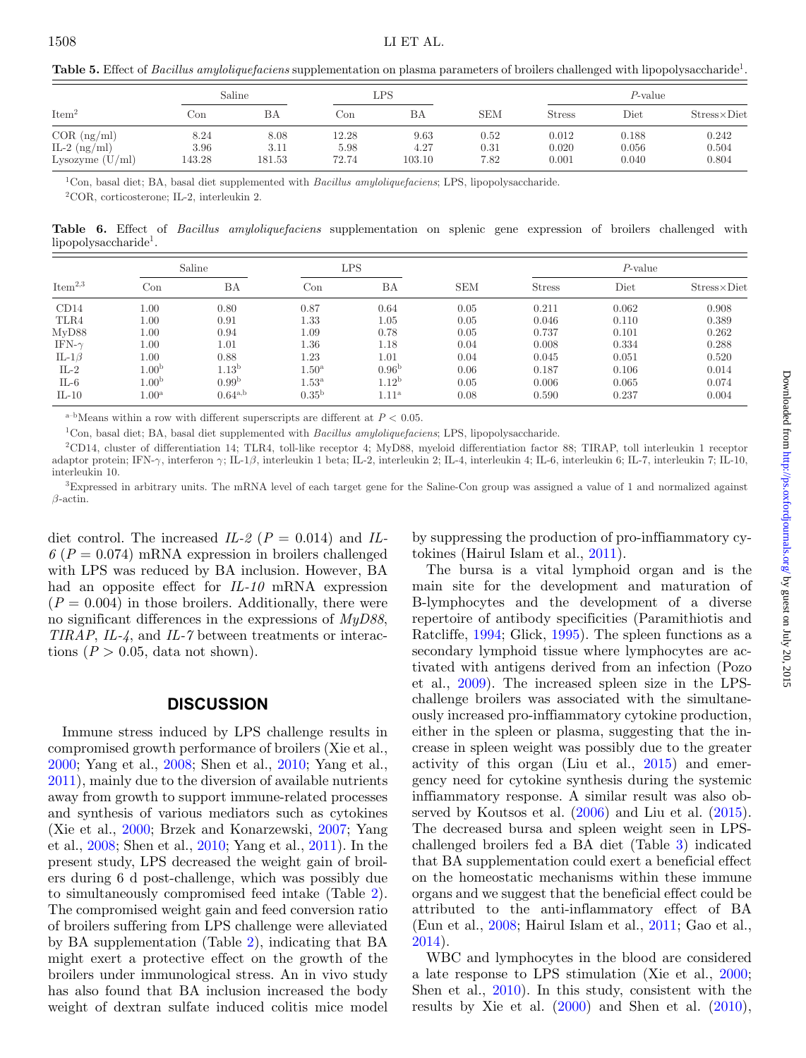**Table 5.** Effect of *Bacillus amyloliquefaciens* supplementation on plasma parameters of broilers challenged with lipopolysaccharide[1].

| Item[2] | Saline | | LPS | | SEM | *P*-value | | |
|---|---|---|---|---|---|---|---|---|
| | Con | BA | Con | BA | | Stress | Diet | Stress×Diet |
| COR (ng/ml) | 8.24 | 8.08 | 12.28 | 9.63 | 0.52 | 0.012 | 0.188 | 0.242 |
| IL-2 (ng/ml) | 3.96 | 3.11 | 5.98 | 4.27 | 0.31 | 0.020 | 0.056 | 0.504 |
| Lysozyme (U/ml) | 143.28 | 181.53 | 72.74 | 103.10 | 7.82 | 0.001 | 0.040 | 0.804 |

[1]Con, basal diet; BA, basal diet supplemented with *Bacillus amyloliquefaciens*; LPS, lipopolysaccharide.

[2]COR, corticosterone; IL-2, interleukin 2.

**Table 6.** Effect of *Bacillus amyloliquefaciens* supplementation on splenic gene expression of broilers challenged with lipopolysaccharide[1].

| Item[2,3] | Saline | | LPS | | SEM | *P*-value | | |
|---|---|---|---|---|---|---|---|---|
| | Con | BA | Con | BA | | Stress | Diet | Stress×Diet |
| CD14 | 1.00 | 0.80 | 0.87 | 0.64 | 0.05 | 0.211 | 0.062 | 0.908 |
| TLR4 | 1.00 | 0.91 | 1.33 | 1.05 | 0.05 | 0.046 | 0.110 | 0.389 |
| MyD88 | 1.00 | 0.94 | 1.09 | 0.78 | 0.05 | 0.737 | 0.101 | 0.262 |
| IFN-$\gamma$ | 1.00 | 1.01 | 1.36 | 1.18 | 0.04 | 0.008 | 0.334 | 0.288 |
| IL-1$\beta$ | 1.00 | 0.88 | 1.23 | 1.01 | 0.04 | 0.045 | 0.051 | 0.520 |
| IL-2 | 1.00[b] | 1.13[b] | 1.50[a] | 0.96[b] | 0.06 | 0.187 | 0.106 | 0.014 |
| IL-6 | 1.00[b] | 0.99[b] | 1.53[a] | 1.12[b] | 0.05 | 0.006 | 0.065 | 0.074 |
| IL-10 | 1.00[a] | 0.64[a,b] | 0.35[b] | 1.11[a] | 0.08 | 0.590 | 0.237 | 0.004 |

[a–b]Means within a row with different superscripts are different at $P < 0.05$.

[1]Con, basal diet; BA, basal diet supplemented with *Bacillus amyloliquefaciens*; LPS, lipopolysaccharide.

[2]CD14, cluster of differentiation 14; TLR4, toll-like receptor 4; MyD88, myeloid differentiation factor 88; TIRAP, toll interleukin 1 receptor adaptor protein; IFN-$\gamma$, interferon $\gamma$; IL-1$\beta$, interleukin 1 beta; IL-2, interleukin 2; IL-4, interleukin 4; IL-6, interleukin 6; IL-7, interleukin 7; IL-10, interleukin 10.

[3]Expressed in arbitrary units. The mRNA level of each target gene for the Saline-Con group was assigned a value of 1 and normalized against $\beta$-actin.

diet control. The increased *IL-2* ($P = 0.014$) and *IL-6* ($P = 0.074$) mRNA expression in broilers challenged with LPS was reduced by BA inclusion. However, BA had an opposite effect for *IL-10* mRNA expression ($P = 0.004$) in those broilers. Additionally, there were no significant differences in the expressions of *MyD88*, *TIRAP*, *IL-4*, and *IL-7* between treatments or interactions ($P > 0.05$, data not shown).

## DISCUSSION

Immune stress induced by LPS challenge results in compromised growth performance of broilers (Xie et al., 2000; Yang et al., 2008; Shen et al., 2010; Yang et al., 2011), mainly due to the diversion of available nutrients away from growth to support immune-related processes and synthesis of various mediators such as cytokines (Xie et al., 2000; Brzek and Konarzewski, 2007; Yang et al., 2008; Shen et al., 2010; Yang et al., 2011). In the present study, LPS decreased the weight gain of broilers during 6 d post-challenge, which was possibly due to simultaneously compromised feed intake (Table 2). The compromised weight gain and feed conversion ratio of broilers suffering from LPS challenge were alleviated by BA supplementation (Table 2), indicating that BA might exert a protective effect on the growth of the broilers under immunological stress. An in vivo study has also found that BA inclusion increased the body weight of dextran sulfate induced colitis mice model by suppressing the production of pro-inflammatory cytokines (Hairul Islam et al., 2011).

The bursa is a vital lymphoid organ and is the main site for the development and maturation of B-lymphocytes and the development of a diverse repertoire of antibody specificities (Paramithiotis and Ratcliffe, 1994; Glick, 1995). The spleen functions as a secondary lymphoid tissue where lymphocytes are activated with antigens derived from an infection (Pozo et al., 2009). The increased spleen size in the LPS-challenge broilers was associated with the simultaneously increased pro-inflammatory cytokine production, either in the spleen or plasma, suggesting that the increase in spleen weight was possibly due to the greater activity of this organ (Liu et al., 2015) and emergency need for cytokine synthesis during the systemic inflammatory response. A similar result was also observed by Koutsos et al. (2006) and Liu et al. (2015). The decreased bursa and spleen weight seen in LPS-challenged broilers fed a BA diet (Table 3) indicated that BA supplementation could exert a beneficial effect on the homeostatic mechanisms within these immune organs and we suggest that the beneficial effect could be attributed to the anti-inflammatory effect of BA (Eun et al., 2008; Hairul Islam et al., 2011; Gao et al., 2014).

WBC and lymphocytes in the blood are considered a late response to LPS stimulation (Xie et al., 2000; Shen et al., 2010). In this study, consistent with the results by Xie et al. (2000) and Shen et al. (2010),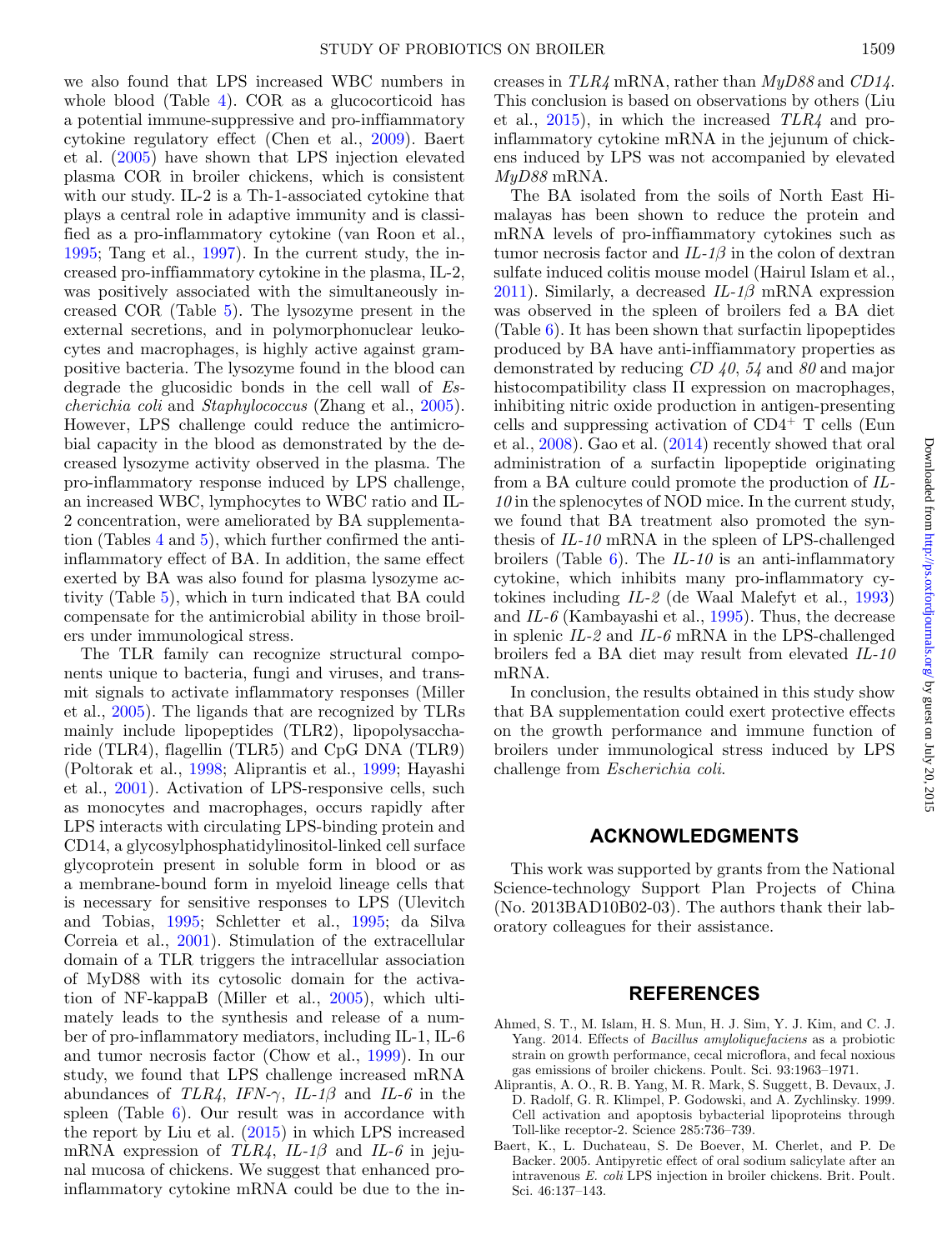we also found that LPS increased WBC numbers in whole blood (Table 4). COR as a glucocorticoid has a potential immune-suppressive and pro-inflammatory cytokine regulatory effect (Chen et al., 2009). Baert et al. (2005) have shown that LPS injection elevated plasma COR in broiler chickens, which is consistent with our study. IL-2 is a Th-1-associated cytokine that plays a central role in adaptive immunity and is classified as a pro-inflammatory cytokine (van Roon et al., 1995; Tang et al., 1997). In the current study, the increased pro-inflammatory cytokine in the plasma, IL-2, was positively associated with the simultaneously increased COR (Table 5). The lysozyme present in the external secretions, and in polymorphonuclear leukocytes and macrophages, is highly active against gram-positive bacteria. The lysozyme found in the blood can degrade the glucosidic bonds in the cell wall of *Escherichia coli* and *Staphylococcus* (Zhang et al., 2005). However, LPS challenge could reduce the antimicrobial capacity in the blood as demonstrated by the decreased lysozyme activity observed in the plasma. The pro-inflammatory response induced by LPS challenge, an increased WBC, lymphocytes to WBC ratio and IL-2 concentration, were ameliorated by BA supplementation (Tables 4 and 5), which further confirmed the anti-inflammatory effect of BA. In addition, the same effect exerted by BA was also found for plasma lysozyme activity (Table 5), which in turn indicated that BA could compensate for the antimicrobial ability in those broilers under immunological stress.

The TLR family can recognize structural components unique to bacteria, fungi and viruses, and transmit signals to activate inflammatory responses (Miller et al., 2005). The ligands that are recognized by TLRs mainly include lipopeptides (TLR2), lipopolysaccharide (TLR4), flagellin (TLR5) and CpG DNA (TLR9) (Poltorak et al., 1998; Aliprantis et al., 1999; Hayashi et al., 2001). Activation of LPS-responsive cells, such as monocytes and macrophages, occurs rapidly after LPS interacts with circulating LPS-binding protein and CD14, a glycosylphosphatidylinositol-linked cell surface glycoprotein present in soluble form in blood or as a membrane-bound form in myeloid lineage cells that is necessary for sensitive responses to LPS (Ulevitch and Tobias, 1995; Schletter et al., 1995; da Silva Correia et al., 2001). Stimulation of the extracellular domain of a TLR triggers the intracellular association of MyD88 with its cytosolic domain for the activation of NF-kappaB (Miller et al., 2005), which ultimately leads to the synthesis and release of a number of pro-inflammatory mediators, including IL-1, IL-6 and tumor necrosis factor (Chow et al., 1999). In our study, we found that LPS challenge increased mRNA abundances of *TLR4*, *IFN-$\gamma$*, *IL-1$\beta$* and *IL-6* in the spleen (Table 6). Our result was in accordance with the report by Liu et al. (2015) in which LPS increased mRNA expression of *TLR4*, *IL-1$\beta$* and *IL-6* in jejunal mucosa of chickens. We suggest that enhanced pro-inflammatory cytokine mRNA could be due to the increases in *TLR4* mRNA, rather than *MyD88* and *CD14*. This conclusion is based on observations by others (Liu et al., 2015), in which the increased *TLR4* and pro-inflammatory cytokine mRNA in the jejunum of chickens induced by LPS was not accompanied by elevated *MyD88* mRNA.

The BA isolated from the soils of North East Himalayas has been shown to reduce the protein and mRNA levels of pro-inflammatory cytokines such as tumor necrosis factor and *IL-1$\beta$* in the colon of dextran sulfate induced colitis mouse model (Hairul Islam et al., 2011). Similarly, a decreased *IL-1$\beta$* mRNA expression was observed in the spleen of broilers fed a BA diet (Table 6). It has been shown that surfactin lipopeptides produced by BA have anti-inflammatory properties as demonstrated by reducing *CD 40*, *54* and *80* and major histocompatibility class II expression on macrophages, inhibiting nitric oxide production in antigen-presenting cells and suppressing activation of $CD4^+$ T cells (Eun et al., 2008). Gao et al. (2014) recently showed that oral administration of a surfactin lipopeptide originating from a BA culture could promote the production of *IL-10* in the splenocytes of NOD mice. In the current study, we found that BA treatment also promoted the synthesis of *IL-10* mRNA in the spleen of LPS-challenged broilers (Table 6). The *IL-10* is an anti-inflammatory cytokine, which inhibits many pro-inflammatory cytokines including *IL-2* (de Waal Malefyt et al., 1993) and *IL-6* (Kambayashi et al., 1995). Thus, the decrease in splenic *IL-2* and *IL-6* mRNA in the LPS-challenged broilers fed a BA diet may result from elevated *IL-10* mRNA.

In conclusion, the results obtained in this study show that BA supplementation could exert protective effects on the growth performance and immune function of broilers under immunological stress induced by LPS challenge from *Escherichia coli*.

## ACKNOWLEDGMENTS

This work was supported by grants from the National Science-technology Support Plan Projects of China (No. 2013BAD10B02-03). The authors thank their laboratory colleagues for their assistance.

## REFERENCES

Ahmed, S. T., M. Islam, H. S. Mun, H. J. Sim, Y. J. Kim, and C. J. Yang. 2014. Effects of *Bacillus amyloliquefaciens* as a probiotic strain on growth performance, cecal microflora, and fecal noxious gas emissions of broiler chickens. Poult. Sci. 93:1963–1971.

Aliprantis, A. O., R. B. Yang, M. R. Mark, S. Suggett, B. Devaux, J. D. Radolf, G. R. Klimpel, P. Godowski, and A. Zychlinsky. 1999. Cell activation and apoptosis bybacterial lipoproteins through Toll-like receptor-2. Science 285:736–739.

Baert, K., L. Duchateau, S. De Boever, M. Cherlet, and P. De Backer. 2005. Antipyretic effect of oral sodium salicylate after an intravenous *E. coli* LPS injection in broiler chickens. Brit. Poult. Sci. 46:137–143.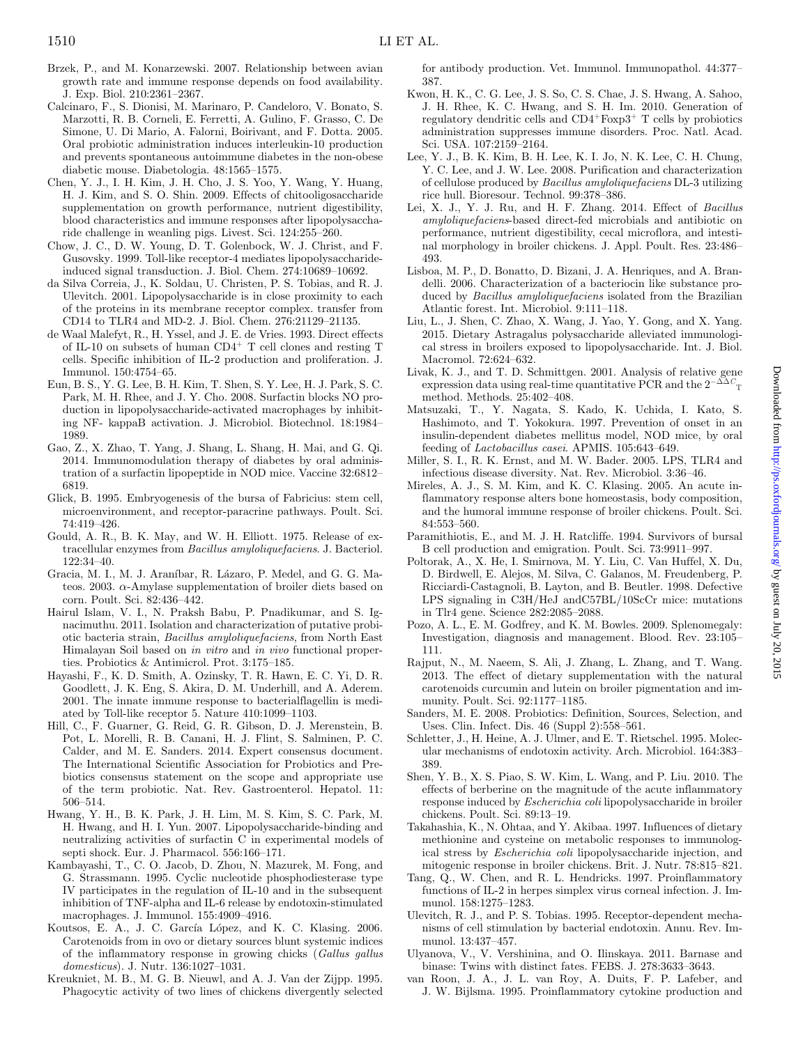Brzek, P., and M. Konarzewski. 2007. Relationship between avian growth rate and immune response depends on food availability. J. Exp. Biol. 210:2361–2367.

Calcinaro, F., S. Dionisi, M. Marinaro, P. Candeloro, V. Bonato, S. Marzotti, R. B. Corneli, E. Ferretti, A. Gulino, F. Grasso, C. De Simone, U. Di Mario, A. Falorni, Boirivant, and F. Dotta. 2005. Oral probiotic administration induces interleukin-10 production and prevents spontaneous autoimmune diabetes in the non-obese diabetic mouse. Diabetologia. 48:1565–1575.

Chen, Y. J., I. H. Kim, J. H. Cho, J. S. Yoo, Y. Wang, Y. Huang, H. J. Kim, and S. O. Shin. 2009. Effects of chitooligosaccharide supplementation on growth performance, nutrient digestibility, blood characteristics and immune responses after lipopolysaccharide challenge in weanling pigs. Livest. Sci. 124:255–260.

Chow, J. C., D. W. Young, D. T. Golenbock, W. J. Christ, and F. Gusovsky. 1999. Toll-like receptor-4 mediates lipopolysaccharide-induced signal transduction. J. Biol. Chem. 274:10689–10692.

da Silva Correia, J., K. Soldau, U. Christen, P. S. Tobias, and R. J. Ulevitch. 2001. Lipopolysaccharide is in close proximity to each of the proteins in its membrane receptor complex. transfer from CD14 to TLR4 and MD-2. J. Biol. Chem. 276:21129–21135.

de Waal Malefyt, R., H. Yssel, and J. E. de Vries. 1993. Direct effects of IL-10 on subsets of human $CD4^+$ T cell clones and resting T cells. Specific inhibition of IL-2 production and proliferation. J. Immunol. 150:4754–65.

Eun, B. S., Y. G. Lee, B. H. Kim, T. Shen, S. Y. Lee, H. J. Park, S. C. Park, M. H. Rhee, and J. Y. Cho. 2008. Surfactin blocks NO production in lipopolysaccharide-activated macrophages by inhibiting NF- kappaB activation. J. Microbiol. Biotechnol. 18:1984–1989.

Gao, Z., X. Zhao, T. Yang, J. Shang, L. Shang, H. Mai, and G. Qi. 2014. Immunomodulation therapy of diabetes by oral administration of a surfactin lipopeptide in NOD mice. Vaccine 32:6812–6819.

Glick, B. 1995. Embryogenesis of the bursa of Fabricius: stem cell, microenvironment, and receptor-paracrine pathways. Poult. Sci. 74:419–426.

Gould, A. R., B. K. May, and W. H. Elliott. 1975. Release of extracellular enzymes from *Bacillus amyloliquefaciens*. J. Bacteriol. 122:34–40.

Gracia, M. I., M. J. Araníbar, R. Lázaro, P. Medel, and G. G. Mateos. 2003. α-Amylase supplementation of broiler diets based on corn. Poult. Sci. 82:436–442.

Hairul Islam, V. I., N. Praksh Babu, P. Pnadikumar, and S. Ignacimuthu. 2011. Isolation and characterization of putative probiotic bacteria strain, *Bacillus amyloliquefaciens*, from North East Himalayan Soil based on *in vitro* and *in vivo* functional properties. Probiotics & Antimicrol. Prot. 3:175–185.

Hayashi, F., K. D. Smith, A. Ozinsky, T. R. Hawn, E. C. Yi, D. R. Goodlett, J. K. Eng, S. Akira, D. M. Underhill, and A. Aderem. 2001. The innate immune response to bacterialflagellin is mediated by Toll-like receptor 5. Nature 410:1099–1103.

Hill, C., F. Guarner, G. Reid, G. R. Gibson, D. J. Merenstein, B. Pot, L. Morelli, R. B. Canani, H. J. Flint, S. Salminen, P. C. Calder, and M. E. Sanders. 2014. Expert consensus document. The International Scientific Association for Probiotics and Prebiotics consensus statement on the scope and appropriate use of the term probiotic. Nat. Rev. Gastroenterol. Hepatol. 11: 506–514.

Hwang, Y. H., B. K. Park, J. H. Lim, M. S. Kim, S. C. Park, M. H. Hwang, and H. I. Yun. 2007. Lipopolysaccharide-binding and neutralizing activities of surfactin C in experimental models of septi shock. Eur. J. Pharmacol. 556:166–171.

Kambayashi, T., C. O. Jacob, D. Zhou, N. Mazurek, M. Fong, and G. Strassmann. 1995. Cyclic nucleotide phosphodiesterase type IV participates in the regulation of IL-10 and in the subsequent inhibition of TNF-alpha and IL-6 release by endotoxin-stimulated macrophages. J. Immunol. 155:4909–4916.

Koutsos, E. A., J. C. García López, and K. C. Klasing. 2006. Carotenoids from in ovo or dietary sources blunt systemic indices of the inflammatory response in growing chicks (*Gallus gallus domesticus*). J. Nutr. 136:1027–1031.

Kreukniet, M. B., M. G. B. Nieuwl, and A. J. Van der Zijpp. 1995. Phagocytic activity of two lines of chickens divergently selected for antibody production. Vet. Immunol. Immunopathol. 44:377–387.

Kwon, H. K., C. G. Lee, J. S. So, C. S. Chae, J. S. Hwang, A. Sahoo, J. H. Rhee, K. C. Hwang, and S. H. Im. 2010. Generation of regulatory dendritic cells and $CD4^+Foxp3^+$ T cells by probiotics administration suppresses immune disorders. Proc. Natl. Acad. Sci. USA. 107:2159–2164.

Lee, Y. J., B. K. Kim, B. H. Lee, K. I. Jo, N. K. Lee, C. H. Chung, Y. C. Lee, and J. W. Lee. 2008. Purification and characterization of cellulose produced by *Bacillus amyloliquefaciens* DL-3 utilizing rice hull. Bioresour. Technol. 99:378–386.

Lei, X. J., Y. J. Ru, and H. F. Zhang. 2014. Effect of *Bacillus amyloliquefaciens*-based direct-fed microbials and antibiotic on performance, nutrient digestibility, cecal microflora, and intestinal morphology in broiler chickens. J. Appl. Poult. Res. 23:486–493.

Lisboa, M. P., D. Bonatto, D. Bizani, J. A. Henriques, and A. Brandelli. 2006. Characterization of a bacteriocin like substance produced by *Bacillus amyloliquefaciens* isolated from the Brazilian Atlantic forest. Int. Microbiol. 9:111–118.

Liu, L., J. Shen, C. Zhao, X. Wang, J. Yao, Y. Gong, and X. Yang. 2015. Dietary Astragalus polysaccharide alleviated immunological stress in broilers exposed to lipopolysaccharide. Int. J. Biol. Macromol. 72:624–632.

Livak, K. J., and T. D. Schmittgen. 2001. Analysis of relative gene expression data using real-time quantitative PCR and the $2^{-\Delta\Delta C_T}$ method. Methods. 25:402–408.

Matsuzaki, T., Y. Nagata, S. Kado, K. Uchida, I. Kato, S. Hashimoto, and T. Yokokura. 1997. Prevention of onset in an insulin-dependent diabetes mellitus model, NOD mice, by oral feeding of *Lactobacillus casei*. APMIS. 105:643–649.

Miller, S. I., R. K. Ernst, and M. W. Bader. 2005. LPS, TLR4 and infectious disease diversity. Nat. Rev. Microbiol. 3:36–46.

Mireles, A. J., S. M. Kim, and K. C. Klasing. 2005. An acute inflammatory response alters bone homeostasis, body composition, and the humoral immune response of broiler chickens. Poult. Sci. 84:553–560.

Paramithiotis, E., and M. J. H. Ratcliffe. 1994. Survivors of bursal B cell production and emigration. Poult. Sci. 73:991–997.

Poltorak, A., X. He, I. Smirnova, M. Y. Liu, C. Van Huffel, X. Du, D. Birdwell, E. Alejos, M. Silva, C. Galanos, M. Freudenberg, P. Ricciardi-Castagnoli, B. Layton, and B. Beutler. 1998. Defective LPS signaling in C3H/HeJ andC57BL/10ScCr mice: mutations in Tlr4 gene. Science 282:2085–2088.

Pozo, A. L., E. M. Godfrey, and K. M. Bowles. 2009. Splenomegaly: Investigation, diagnosis and management. Blood. Rev. 23:105–111.

Rajput, N., M. Naeem, S. Ali, J. Zhang, L. Zhang, and T. Wang. 2013. The effect of dietary supplementation with the natural carotenoids curcumin and lutein on broiler pigmentation and immunity. Poult. Sci. 92:1177–1185.

Sanders, M. E. 2008. Probiotics: Definition, Sources, Selection, and Uses. Clin. Infect. Dis. 46 (Suppl 2):558–561.

Schletter, J., H. Heine, A. J. Ulmer, and E. T. Rietschel. 1995. Molecular mechanisms of endotoxin activity. Arch. Microbiol. 164:383–389.

Shen, Y. B., X. S. Piao, S. W. Kim, L. Wang, and P. Liu. 2010. The effects of berberine on the magnitude of the acute inflammatory response induced by *Escherichia coli* lipopolysaccharide in broiler chickens. Poult. Sci. 89:13–19.

Takahashia, K., N. Ohtaa, and Y. Akibaa. 1997. Influences of dietary methionine and cysteine on metabolic responses to immunological stress by *Escherichia coli* lipopolysaccharide injection, and mitogenic response in broiler chickens. Brit. J. Nutr. 78:815–821.

Tang, Q., W. Chen, and R. L. Hendricks. 1997. Proinflammatory functions of IL-2 in herpes simplex virus corneal infection. J. Immunol. 158:1275–1283.

Ulevitch, R. J., and P. S. Tobias. 1995. Receptor-dependent mechanisms of cell stimulation by bacterial endotoxin. Annu. Rev. Immunol. 13:437–457.

Ulyanova, V., V. Vershinina, and O. Ilinskaya. 2011. Barnase and binase: Twins with distinct fates. FEBS. J. 278:3633–3643.

van Roon, J. A., J. L. van Roy, A. Duits, F. P. Lafeber, and J. W. Bijlsma. 1995. Proinflammatory cytokine production and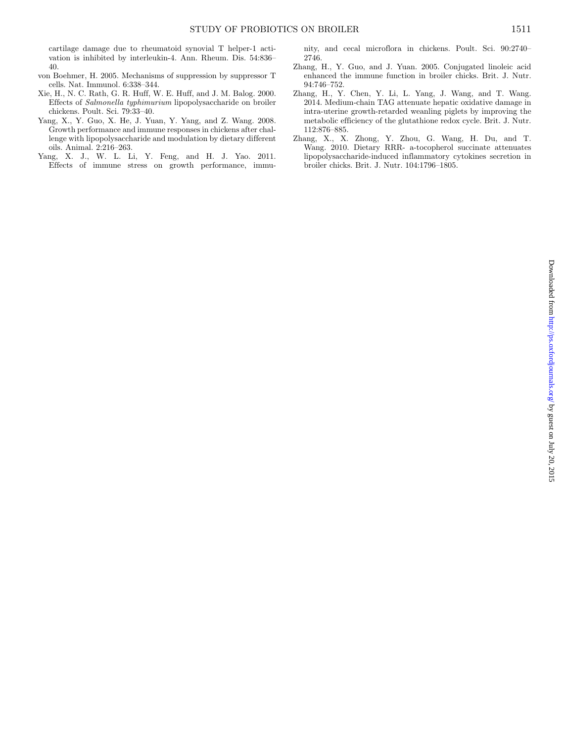cartilage damage due to rheumatoid synovial T helper-1 activation is inhibited by interleukin-4. Ann. Rheum. Dis. 54:836–40.

von Boehmer, H. 2005. Mechanisms of suppression by suppressor T cells. Nat. Immunol. 6:338–344.

Xie, H., N. C. Rath, G. R. Huff, W. E. Huff, and J. M. Balog. 2000. Effects of *Salmonella typhimurium* lipopolysaccharide on broiler chickens. Poult. Sci. 79:33–40.

Yang, X., Y. Guo, X. He, J. Yuan, Y. Yang, and Z. Wang. 2008. Growth performance and immune responses in chickens after challenge with lipopolysaccharide and modulation by dietary different oils. Animal. 2:216–263.

Yang, X. J., W. L. Li, Y. Feng, and H. J. Yao. 2011. Effects of immune stress on growth performance, immunity, and cecal microflora in chickens. Poult. Sci. 90:2740–2746.

Zhang, H., Y. Guo, and J. Yuan. 2005. Conjugated linoleic acid enhanced the immune function in broiler chicks. Brit. J. Nutr. 94:746–752.

Zhang, H., Y. Chen, Y. Li, L. Yang, J. Wang, and T. Wang. 2014. Medium-chain TAG attenuate hepatic oxidative damage in intra-uterine growth-retarded weanling piglets by improving the metabolic efficiency of the glutathione redox cycle. Brit. J. Nutr. 112:876–885.

Zhang, X., X. Zhong, Y. Zhou, G. Wang, H. Du, and T. Wang. 2010. Dietary RRR- a-tocopherol succinate attenuates lipopolysaccharide-induced inflammatory cytokines secretion in broiler chicks. Brit. J. Nutr. 104:1796–1805.